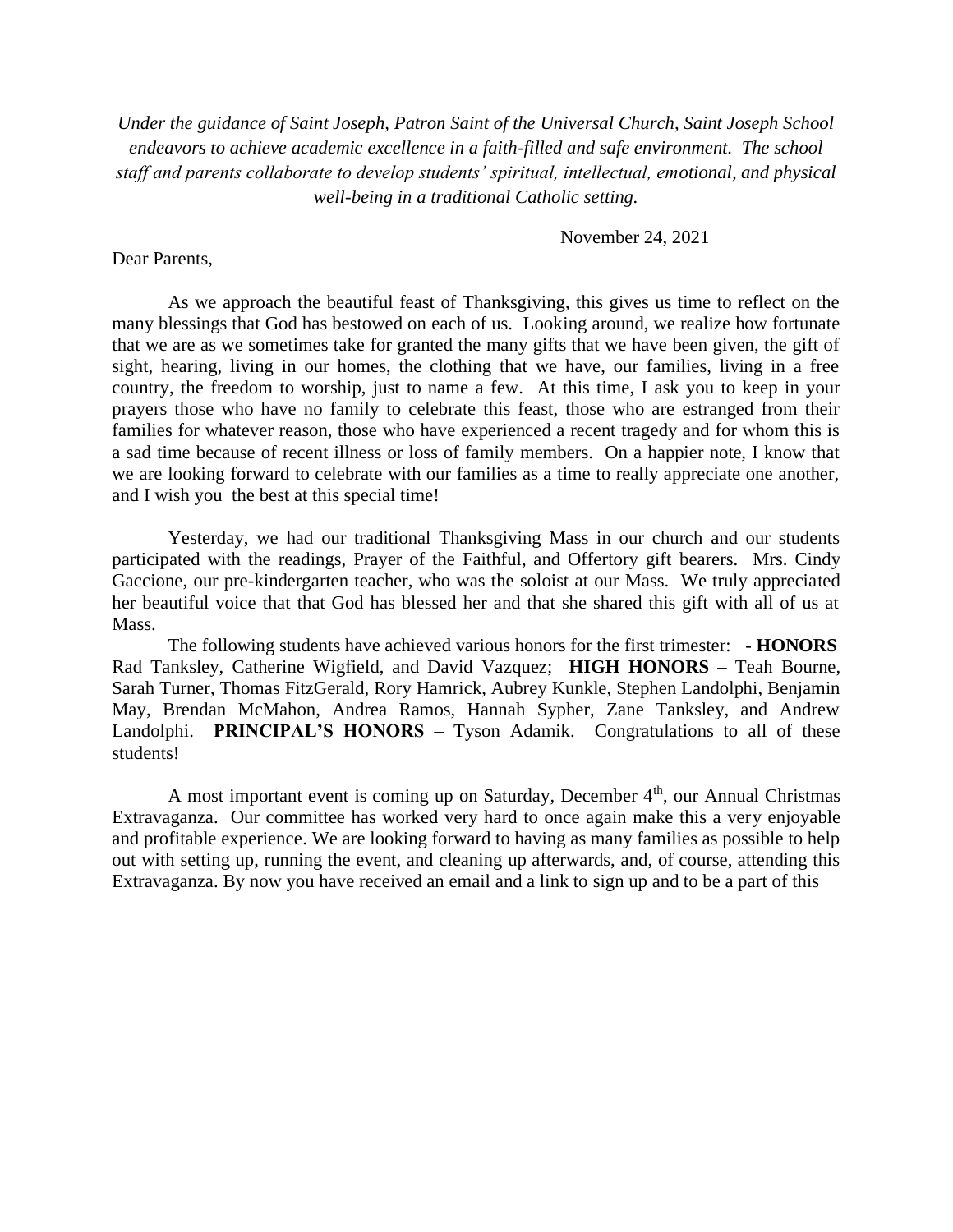*Under the guidance of Saint Joseph, Patron Saint of the Universal Church, Saint Joseph School endeavors to achieve academic excellence in a faith-filled and safe environment. The school staff and parents collaborate to develop students' spiritual, intellectual, emotional, and physical well-being in a traditional Catholic setting.*

November 24, 2021

Dear Parents,

As we approach the beautiful feast of Thanksgiving, this gives us time to reflect on the many blessings that God has bestowed on each of us. Looking around, we realize how fortunate that we are as we sometimes take for granted the many gifts that we have been given, the gift of sight, hearing, living in our homes, the clothing that we have, our families, living in a free country, the freedom to worship, just to name a few. At this time, I ask you to keep in your prayers those who have no family to celebrate this feast, those who are estranged from their families for whatever reason, those who have experienced a recent tragedy and for whom this is a sad time because of recent illness or loss of family members. On a happier note, I know that we are looking forward to celebrate with our families as a time to really appreciate one another, and I wish you the best at this special time!

Yesterday, we had our traditional Thanksgiving Mass in our church and our students participated with the readings, Prayer of the Faithful, and Offertory gift bearers. Mrs. Cindy Gaccione, our pre-kindergarten teacher, who was the soloist at our Mass. We truly appreciated her beautiful voice that that God has blessed her and that she shared this gift with all of us at Mass.

The following students have achieved various honors for the first trimester: **- HONORS** Rad Tanksley, Catherine Wigfield, and David Vazquez; **HIGH HONORS –** Teah Bourne, Sarah Turner, Thomas FitzGerald, Rory Hamrick, Aubrey Kunkle, Stephen Landolphi, Benjamin May, Brendan McMahon, Andrea Ramos, Hannah Sypher, Zane Tanksley, and Andrew Landolphi. **PRINCIPAL'S HONORS –** Tyson Adamik. Congratulations to all of these students!

A most important event is coming up on Saturday, December 4th, our Annual Christmas Extravaganza. Our committee has worked very hard to once again make this a very enjoyable and profitable experience. We are looking forward to having as many families as possible to help out with setting up, running the event, and cleaning up afterwards, and, of course, attending this Extravaganza. By now you have received an email and a link to sign up and to be a part of this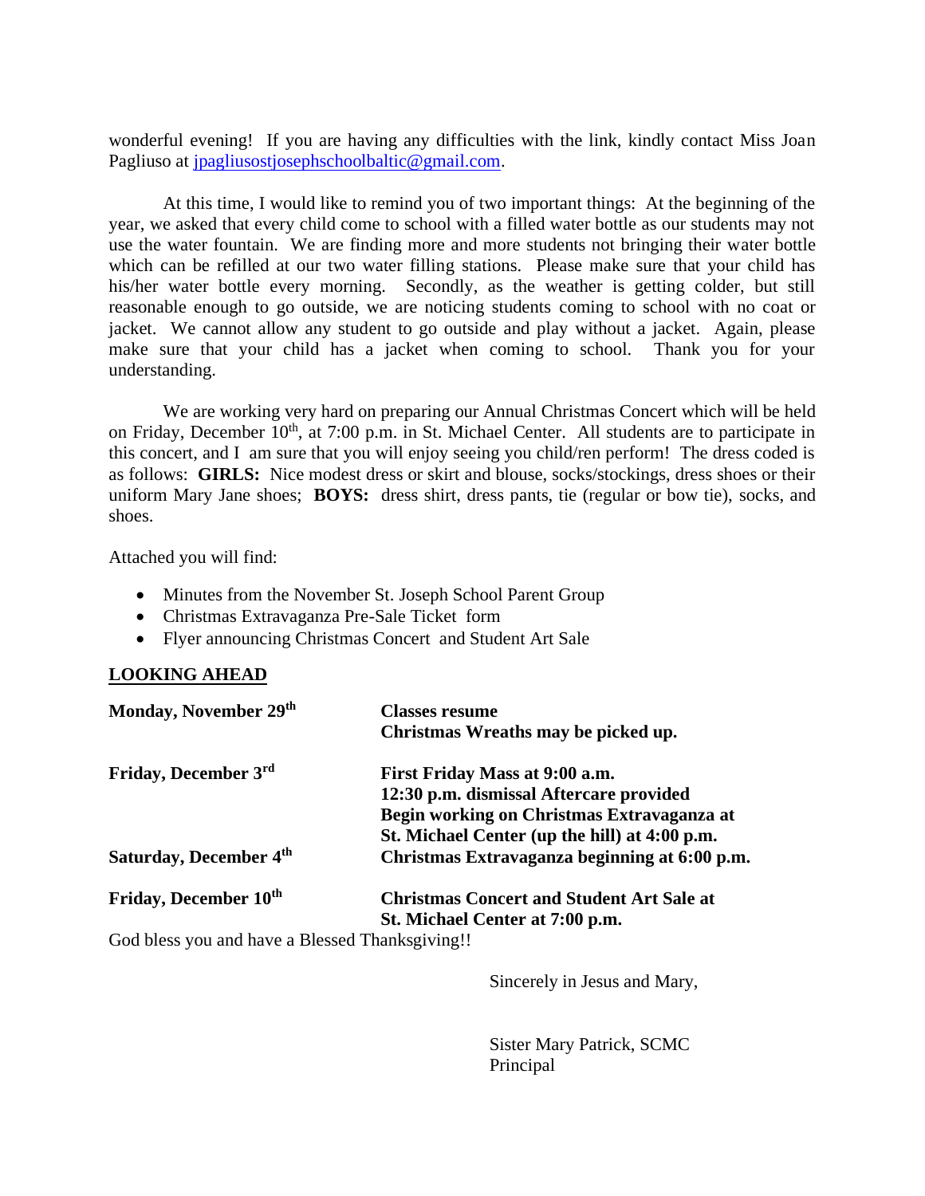wonderful evening! If you are having any difficulties with the link, kindly contact Miss Joan Pagliuso at jpagliusostjosephschoolbaltic@gmail.com.

At this time, I would like to remind you of two important things: At the beginning of the year, we asked that every child come to school with a filled water bottle as our students may not use the water fountain. We are finding more and more students not bringing their water bottle which can be refilled at our two water filling stations. Please make sure that your child has his/her water bottle every morning. Secondly, as the weather is getting colder, but still reasonable enough to go outside, we are noticing students coming to school with no coat or jacket. We cannot allow any student to go outside and play without a jacket. Again, please make sure that your child has a jacket when coming to school. Thank you for your understanding.

We are working very hard on preparing our Annual Christmas Concert which will be held on Friday, December 10th, at 7:00 p.m. in St. Michael Center. All students are to participate in this concert, and I am sure that you will enjoy seeing you child/ren perform! The dress coded is as follows: **GIRLS:** Nice modest dress or skirt and blouse, socks/stockings, dress shoes or their uniform Mary Jane shoes; **BOYS:** dress shirt, dress pants, tie (regular or bow tie), socks, and shoes.

Attached you will find:

- Minutes from the November St. Joseph School Parent Group
- Christmas Extravaganza Pre-Sale Ticket form
- Flyer announcing Christmas Concert and Student Art Sale

## LOOKING AHEAD

| | |
|---|---|
| **Monday, November 29th** | **Classes resume**<br>**Christmas Wreaths may be picked up.** |
| **Friday, December 3rd** | **First Friday Mass at 9:00 a.m.**<br>**12:30 p.m. dismissal Aftercare provided**<br>**Begin working on Christmas Extravaganza at St. Michael Center (up the hill) at 4:00 p.m.** |
| **Saturday, December 4th** | **Christmas Extravaganza beginning at 6:00 p.m.** |
| **Friday, December 10th** | **Christmas Concert and Student Art Sale at St. Michael Center at 7:00 p.m.** |

God bless you and have a Blessed Thanksgiving!!

Sincerely in Jesus and Mary,

Sister Mary Patrick, SCMC
Principal